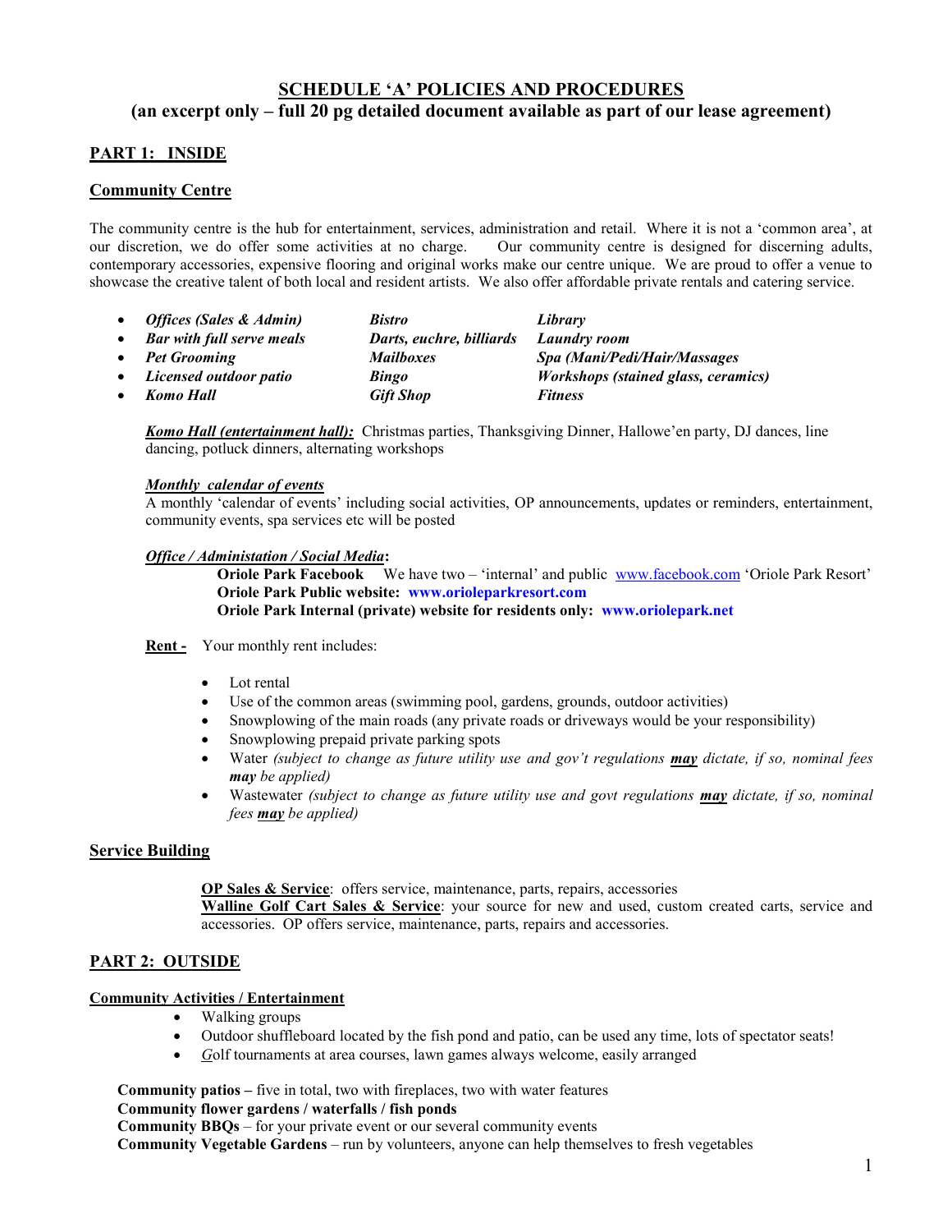# SCHEDULE 'A' POLICIES AND PROCEDURES

## (an excerpt only – full 20 pg detailed document available as part of our lease agreement)

## PART 1: INSIDE

### Community Centre

The community centre is the hub for entertainment, services, administration and retail. Where it is not a 'common area', at our discretion, we do offer some activities at no charge. Our community centre is designed for discerning adults, contemporary accessories, expensive flooring and original works make our centre unique. We are proud to offer a venue to showcase the creative talent of both local and resident artists. We also offer affordable private rentals and catering service.

- ***Offices (Sales & Admin)***
- ***Bar with full serve meals***
- ***Pet Grooming***
- ***Licensed outdoor patio***
- ***Komo Hall***
- ***Bistro***
- ***Darts, euchre, billiards***
- ***Mailboxes***
- ***Bingo***
- ***Gift Shop***
- ***Library***
- ***Laundry room***
- ***Spa (Mani/Pedi/Hair/Massages***
- ***Workshops (stained glass, ceramics)***
- ***Fitness***

***Komo Hall (entertainment hall):*** Christmas parties, Thanksgiving Dinner, Hallowe'en party, DJ dances, line dancing, potluck dinners, alternating workshops

***Monthly calendar of events***
A monthly 'calendar of events' including social activities, OP announcements, updates or reminders, entertainment, community events, spa services etc will be posted

***Office / Administation / Social Media*:**

**Oriole Park Facebook** We have two – 'internal' and public www.facebook.com 'Oriole Park Resort'
**Oriole Park Public website: www.orioleparkresort.com**
**Oriole Park Internal (private) website for residents only: www.oriolepark.net**

**Rent -** Your monthly rent includes:

- Lot rental
- Use of the common areas (swimming pool, gardens, grounds, outdoor activities)
- Snowplowing of the main roads (any private roads or driveways would be your responsibility)
- Snowplowing prepaid private parking spots
- Water *(subject to change as future utility use and gov't regulations **may** dictate, if so, nominal fees **may** be applied)*
- Wastewater *(subject to change as future utility use and govt regulations **may** dictate, if so, nominal fees **may** be applied)*

### Service Building

**OP Sales & Service**: offers service, maintenance, parts, repairs, accessories
**Walline Golf Cart Sales & Service**: your source for new and used, custom created carts, service and accessories. OP offers service, maintenance, parts, repairs and accessories.

## PART 2: OUTSIDE

### Community Activities / Entertainment

- Walking groups
- Outdoor shuffleboard located by the fish pond and patio, can be used any time, lots of spectator seats!
- *G*olf tournaments at area courses, lawn games always welcome, easily arranged

**Community patios –** five in total, two with fireplaces, two with water features
**Community flower gardens / waterfalls / fish ponds**
**Community BBQs** – for your private event or our several community events
**Community Vegetable Gardens** – run by volunteers, anyone can help themselves to fresh vegetables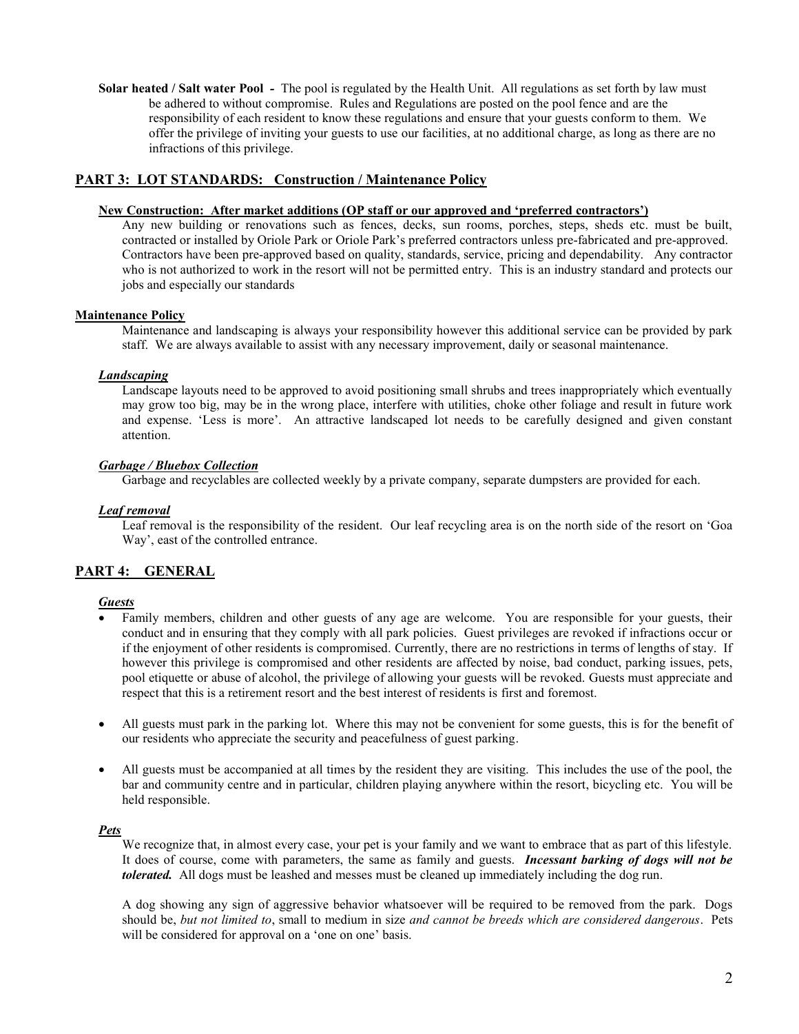**Solar heated / Salt water Pool -** The pool is regulated by the Health Unit. All regulations as set forth by law must be adhered to without compromise. Rules and Regulations are posted on the pool fence and are the responsibility of each resident to know these regulations and ensure that your guests conform to them. We offer the privilege of inviting your guests to use our facilities, at no additional charge, as long as there are no infractions of this privilege.

## PART 3: LOT STANDARDS: Construction / Maintenance Policy

**New Construction: After market additions (OP staff or our approved and 'preferred contractors')**

Any new building or renovations such as fences, decks, sun rooms, porches, steps, sheds etc. must be built, contracted or installed by Oriole Park or Oriole Park's preferred contractors unless pre-fabricated and pre-approved. Contractors have been pre-approved based on quality, standards, service, pricing and dependability. Any contractor who is not authorized to work in the resort will not be permitted entry. This is an industry standard and protects our jobs and especially our standards

**Maintenance Policy**

Maintenance and landscaping is always your responsibility however this additional service can be provided by park staff. We are always available to assist with any necessary improvement, daily or seasonal maintenance.

***Landscaping***

Landscape layouts need to be approved to avoid positioning small shrubs and trees inappropriately which eventually may grow too big, may be in the wrong place, interfere with utilities, choke other foliage and result in future work and expense. 'Less is more'. An attractive landscaped lot needs to be carefully designed and given constant attention.

***Garbage / Bluebox Collection***

Garbage and recyclables are collected weekly by a private company, separate dumpsters are provided for each.

***Leaf removal***

Leaf removal is the responsibility of the resident. Our leaf recycling area is on the north side of the resort on 'Goa Way', east of the controlled entrance.

## PART 4: GENERAL

***Guests***

- Family members, children and other guests of any age are welcome. You are responsible for your guests, their conduct and in ensuring that they comply with all park policies. Guest privileges are revoked if infractions occur or if the enjoyment of other residents is compromised. Currently, there are no restrictions in terms of lengths of stay. If however this privilege is compromised and other residents are affected by noise, bad conduct, parking issues, pets, pool etiquette or abuse of alcohol, the privilege of allowing your guests will be revoked. Guests must appreciate and respect that this is a retirement resort and the best interest of residents is first and foremost.

- All guests must park in the parking lot. Where this may not be convenient for some guests, this is for the benefit of our residents who appreciate the security and peacefulness of guest parking.

- All guests must be accompanied at all times by the resident they are visiting. This includes the use of the pool, the bar and community centre and in particular, children playing anywhere within the resort, bicycling etc. You will be held responsible.

***Pets***

We recognize that, in almost every case, your pet is your family and we want to embrace that as part of this lifestyle. It does of course, come with parameters, the same as family and guests. ***Incessant barking of dogs will not be tolerated.*** All dogs must be leashed and messes must be cleaned up immediately including the dog run.

A dog showing any sign of aggressive behavior whatsoever will be required to be removed from the park. Dogs should be, *but not limited to*, small to medium in size *and cannot be breeds which are considered dangerous*. Pets will be considered for approval on a 'one on one' basis.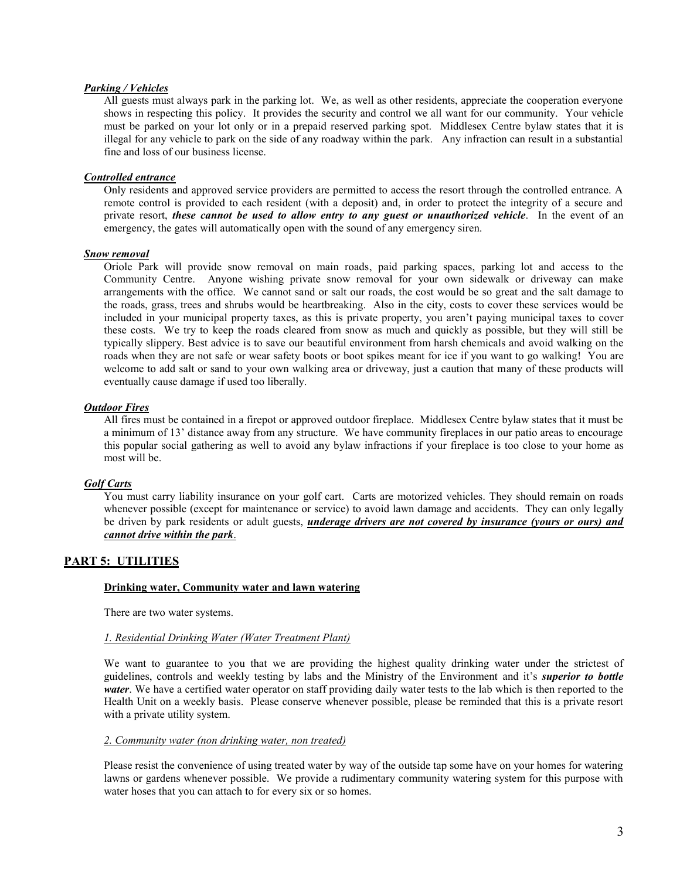***Parking / Vehicles***

All guests must always park in the parking lot. We, as well as other residents, appreciate the cooperation everyone shows in respecting this policy. It provides the security and control we all want for our community. Your vehicle must be parked on your lot only or in a prepaid reserved parking spot. Middlesex Centre bylaw states that it is illegal for any vehicle to park on the side of any roadway within the park. Any infraction can result in a substantial fine and loss of our business license.

***Controlled entrance***

Only residents and approved service providers are permitted to access the resort through the controlled entrance. A remote control is provided to each resident (with a deposit) and, in order to protect the integrity of a secure and private resort, ***these cannot be used to allow entry to any guest or unauthorized vehicle***. In the event of an emergency, the gates will automatically open with the sound of any emergency siren.

***Snow removal***

Oriole Park will provide snow removal on main roads, paid parking spaces, parking lot and access to the Community Centre. Anyone wishing private snow removal for your own sidewalk or driveway can make arrangements with the office. We cannot sand or salt our roads, the cost would be so great and the salt damage to the roads, grass, trees and shrubs would be heartbreaking. Also in the city, costs to cover these services would be included in your municipal property taxes, as this is private property, you aren't paying municipal taxes to cover these costs. We try to keep the roads cleared from snow as much and quickly as possible, but they will still be typically slippery. Best advice is to save our beautiful environment from harsh chemicals and avoid walking on the roads when they are not safe or wear safety boots or boot spikes meant for ice if you want to go walking! You are welcome to add salt or sand to your own walking area or driveway, just a caution that many of these products will eventually cause damage if used too liberally.

***Outdoor Fires***

All fires must be contained in a firepot or approved outdoor fireplace. Middlesex Centre bylaw states that it must be a minimum of 13' distance away from any structure. We have community fireplaces in our patio areas to encourage this popular social gathering as well to avoid any bylaw infractions if your fireplace is too close to your home as most will be.

***Golf Carts***

You must carry liability insurance on your golf cart. Carts are motorized vehicles. They should remain on roads whenever possible (except for maintenance or service) to avoid lawn damage and accidents. They can only legally be driven by park residents or adult guests, ***underage drivers are not covered by insurance (yours or ours) and cannot drive within the park***.

## PART 5: UTILITIES

**Drinking water, Community water and lawn watering**

There are two water systems.

*1. Residential Drinking Water (Water Treatment Plant)*

We want to guarantee to you that we are providing the highest quality drinking water under the strictest of guidelines, controls and weekly testing by labs and the Ministry of the Environment and it's ***superior to bottle water***. We have a certified water operator on staff providing daily water tests to the lab which is then reported to the Health Unit on a weekly basis. Please conserve whenever possible, please be reminded that this is a private resort with a private utility system.

*2. Community water (non drinking water, non treated)*

Please resist the convenience of using treated water by way of the outside tap some have on your homes for watering lawns or gardens whenever possible. We provide a rudimentary community watering system for this purpose with water hoses that you can attach to for every six or so homes.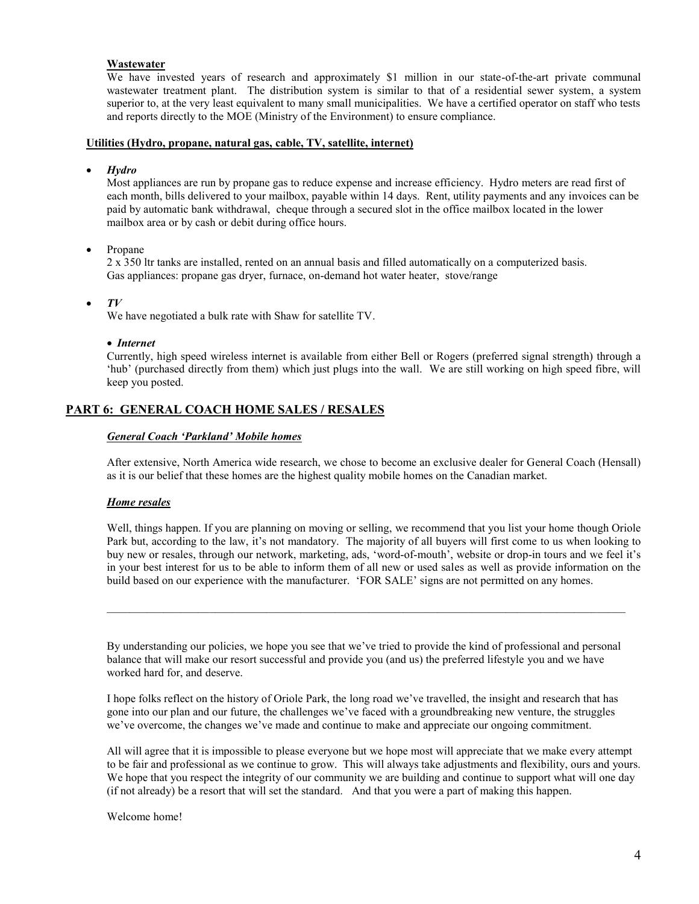**Wastewater**

We have invested years of research and approximately $1 million in our state-of-the-art private communal wastewater treatment plant. The distribution system is similar to that of a residential sewer system, a system superior to, at the very least equivalent to many small municipalities. We have a certified operator on staff who tests and reports directly to the MOE (Ministry of the Environment) to ensure compliance.

**Utilities (Hydro, propane, natural gas, cable, TV, satellite, internet)**

- ***Hydro***

  Most appliances are run by propane gas to reduce expense and increase efficiency. Hydro meters are read first of each month, bills delivered to your mailbox, payable within 14 days. Rent, utility payments and any invoices can be paid by automatic bank withdrawal, cheque through a secured slot in the office mailbox located in the lower mailbox area or by cash or debit during office hours.

- Propane

  2 x 350 ltr tanks are installed, rented on an annual basis and filled automatically on a computerized basis.
  Gas appliances: propane gas dryer, furnace, on-demand hot water heater, stove/range

- ***TV***

  We have negotiated a bulk rate with Shaw for satellite TV.

- ***Internet***

  Currently, high speed wireless internet is available from either Bell or Rogers (preferred signal strength) through a 'hub' (purchased directly from them) which just plugs into the wall. We are still working on high speed fibre, will keep you posted.

## PART 6: GENERAL COACH HOME SALES / RESALES

***General Coach 'Parkland' Mobile homes***

After extensive, North America wide research, we chose to become an exclusive dealer for General Coach (Hensall) as it is our belief that these homes are the highest quality mobile homes on the Canadian market.

***Home resales***

Well, things happen. If you are planning on moving or selling, we recommend that you list your home though Oriole Park but, according to the law, it's not mandatory. The majority of all buyers will first come to us when looking to buy new or resales, through our network, marketing, ads, 'word-of-mouth', website or drop-in tours and we feel it's in your best interest for us to be able to inform them of all new or used sales as well as provide information on the build based on our experience with the manufacturer. 'FOR SALE' signs are not permitted on any homes.

---

By understanding our policies, we hope you see that we've tried to provide the kind of professional and personal balance that will make our resort successful and provide you (and us) the preferred lifestyle you and we have worked hard for, and deserve.

I hope folks reflect on the history of Oriole Park, the long road we've travelled, the insight and research that has gone into our plan and our future, the challenges we've faced with a groundbreaking new venture, the struggles we've overcome, the changes we've made and continue to make and appreciate our ongoing commitment.

All will agree that it is impossible to please everyone but we hope most will appreciate that we make every attempt to be fair and professional as we continue to grow. This will always take adjustments and flexibility, ours and yours. We hope that you respect the integrity of our community we are building and continue to support what will one day (if not already) be a resort that will set the standard. And that you were a part of making this happen.

Welcome home!